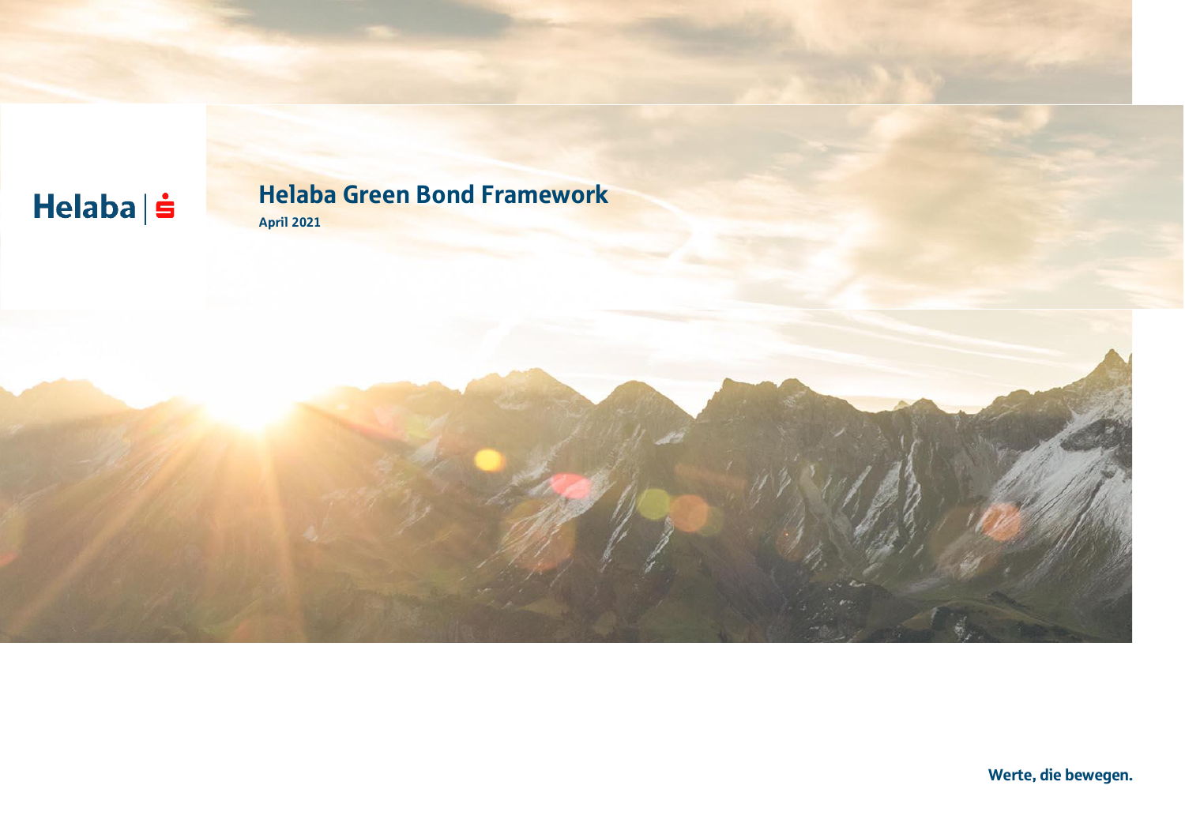Helaba

# Helaba Green Bond Framework

**April 2021**

**Werte, die bewegen.**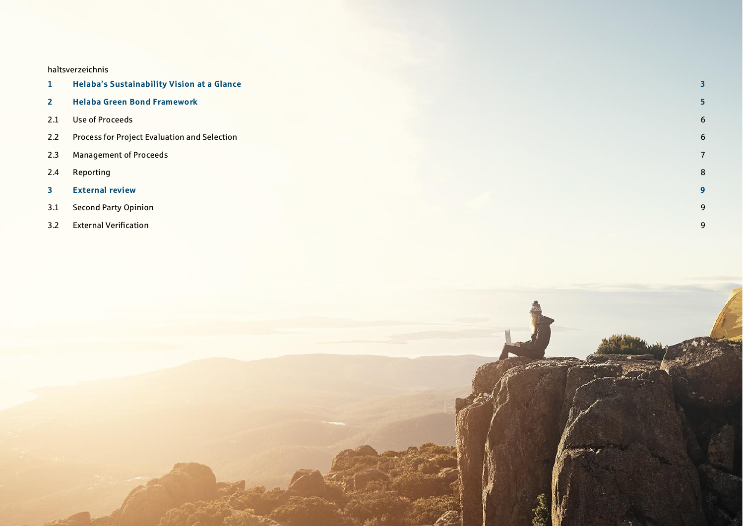haltsverzeichnis

| | | |
|---|---|---|
| **1** | **Helaba's Sustainability Vision at a Glance** | **3** |
| **2** | **Helaba Green Bond Framework** | **5** |
| 2.1 | Use of Proceeds | 6 |
| 2.2 | Process for Project Evaluation and Selection | 6 |
| 2.3 | Management of Proceeds | 7 |
| 2.4 | Reporting | 8 |
| **3** | **External review** | **9** |
| 3.1 | Second Party Opinion | 9 |
| 3.2 | External Verification | 9 |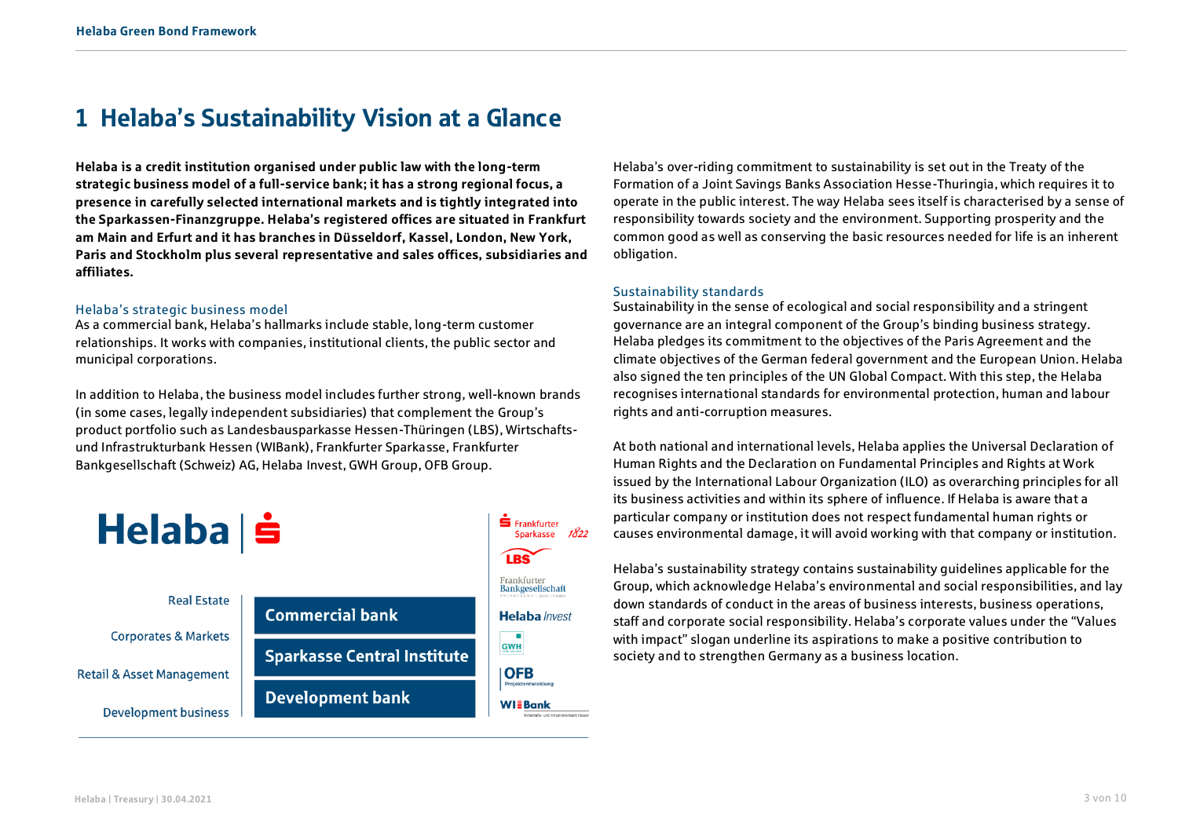# 1 Helaba's Sustainability Vision at a Glance

**Helaba is a credit institution organised under public law with the long-term strategic business model of a full-service bank; it has a strong regional focus, a presence in carefully selected international markets and is tightly integrated into the Sparkassen-Finanzgruppe. Helaba's registered offices are situated in Frankfurt am Main and Erfurt and it has branches in Düsseldorf, Kassel, London, New York, Paris and Stockholm plus several representative and sales offices, subsidiaries and affiliates.**

### Helaba's strategic business model

As a commercial bank, Helaba's hallmarks include stable, long-term customer relationships. It works with companies, institutional clients, the public sector and municipal corporations.

In addition to Helaba, the business model includes further strong, well-known brands (in some cases, legally independent subsidiaries) that complement the Group's product portfolio such as Landesbausparkasse Hessen-Thüringen (LBS), Wirtschafts- und Infrastrukturbank Hessen (WIBank), Frankfurter Sparkasse, Frankfurter Bankgesellschaft (Schweiz) AG, Helaba Invest, GWH Group, OFB Group.

Helaba

Real Estate | Corporates & Markets | Retail & Asset Management | Development business

**Commercial bank**

**Sparkasse Central Institute**

**Development bank**

Frankfurter Sparkasse 1822 | LBS | Frankfurter Bankgesellschaft | Helaba Invest | GWH | OFB Projektentwicklung | WIBank

Helaba's over-riding commitment to sustainability is set out in the Treaty of the Formation of a Joint Savings Banks Association Hesse-Thuringia, which requires it to operate in the public interest. The way Helaba sees itself is characterised by a sense of responsibility towards society and the environment. Supporting prosperity and the common good as well as conserving the basic resources needed for life is an inherent obligation.

### Sustainability standards

Sustainability in the sense of ecological and social responsibility and a stringent governance are an integral component of the Group's binding business strategy. Helaba pledges its commitment to the objectives of the Paris Agreement and the climate objectives of the German federal government and the European Union. Helaba also signed the ten principles of the UN Global Compact. With this step, the Helaba recognises international standards for environmental protection, human and labour rights and anti-corruption measures.

At both national and international levels, Helaba applies the Universal Declaration of Human Rights and the Declaration on Fundamental Principles and Rights at Work issued by the International Labour Organization (ILO) as overarching principles for all its business activities and within its sphere of influence. If Helaba is aware that a particular company or institution does not respect fundamental human rights or causes environmental damage, it will avoid working with that company or institution.

Helaba's sustainability strategy contains sustainability guidelines applicable for the Group, which acknowledge Helaba's environmental and social responsibilities, and lay down standards of conduct in the areas of business interests, business operations, staff and corporate social responsibility. Helaba's corporate values under the "Values with impact" slogan underline its aspirations to make a positive contribution to society and to strengthen Germany as a business location.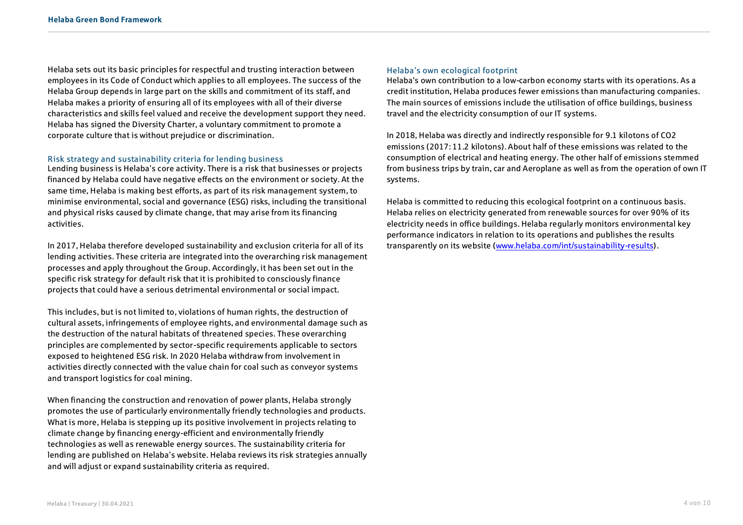Helaba sets out its basic principles for respectful and trusting interaction between employees in its Code of Conduct which applies to all employees. The success of the Helaba Group depends in large part on the skills and commitment of its staff, and Helaba makes a priority of ensuring all of its employees with all of their diverse characteristics and skills feel valued and receive the development support they need. Helaba has signed the Diversity Charter, a voluntary commitment to promote a corporate culture that is without prejudice or discrimination.

### Risk strategy and sustainability criteria for lending business

Lending business is Helaba's core activity. There is a risk that businesses or projects financed by Helaba could have negative effects on the environment or society. At the same time, Helaba is making best efforts, as part of its risk management system, to minimise environmental, social and governance (ESG) risks, including the transitional and physical risks caused by climate change, that may arise from its financing activities.

In 2017, Helaba therefore developed sustainability and exclusion criteria for all of its lending activities. These criteria are integrated into the overarching risk management processes and apply throughout the Group. Accordingly, it has been set out in the specific risk strategy for default risk that it is prohibited to consciously finance projects that could have a serious detrimental environmental or social impact.

This includes, but is not limited to, violations of human rights, the destruction of cultural assets, infringements of employee rights, and environmental damage such as the destruction of the natural habitats of threatened species. These overarching principles are complemented by sector-specific requirements applicable to sectors exposed to heightened ESG risk. In 2020 Helaba withdraw from involvement in activities directly connected with the value chain for coal such as conveyor systems and transport logistics for coal mining.

When financing the construction and renovation of power plants, Helaba strongly promotes the use of particularly environmentally friendly technologies and products. What is more, Helaba is stepping up its positive involvement in projects relating to climate change by financing energy-efficient and environmentally friendly technologies as well as renewable energy sources. The sustainability criteria for lending are published on Helaba's website. Helaba reviews its risk strategies annually and will adjust or expand sustainability criteria as required.

### Helaba's own ecological footprint

Helaba's own contribution to a low-carbon economy starts with its operations. As a credit institution, Helaba produces fewer emissions than manufacturing companies. The main sources of emissions include the utilisation of office buildings, business travel and the electricity consumption of our IT systems.

In 2018, Helaba was directly and indirectly responsible for 9.1 kilotons of $CO_2$ emissions (2017: 11.2 kilotons). About half of these emissions was related to the consumption of electrical and heating energy. The other half of emissions stemmed from business trips by train, car and Aeroplane as well as from the operation of own IT systems.

Helaba is committed to reducing this ecological footprint on a continuous basis. Helaba relies on electricity generated from renewable sources for over 90% of its electricity needs in office buildings. Helaba regularly monitors environmental key performance indicators in relation to its operations and publishes the results transparently on its website ([www.helaba.com/int/sustainability-results](www.helaba.com/int/sustainability-results)).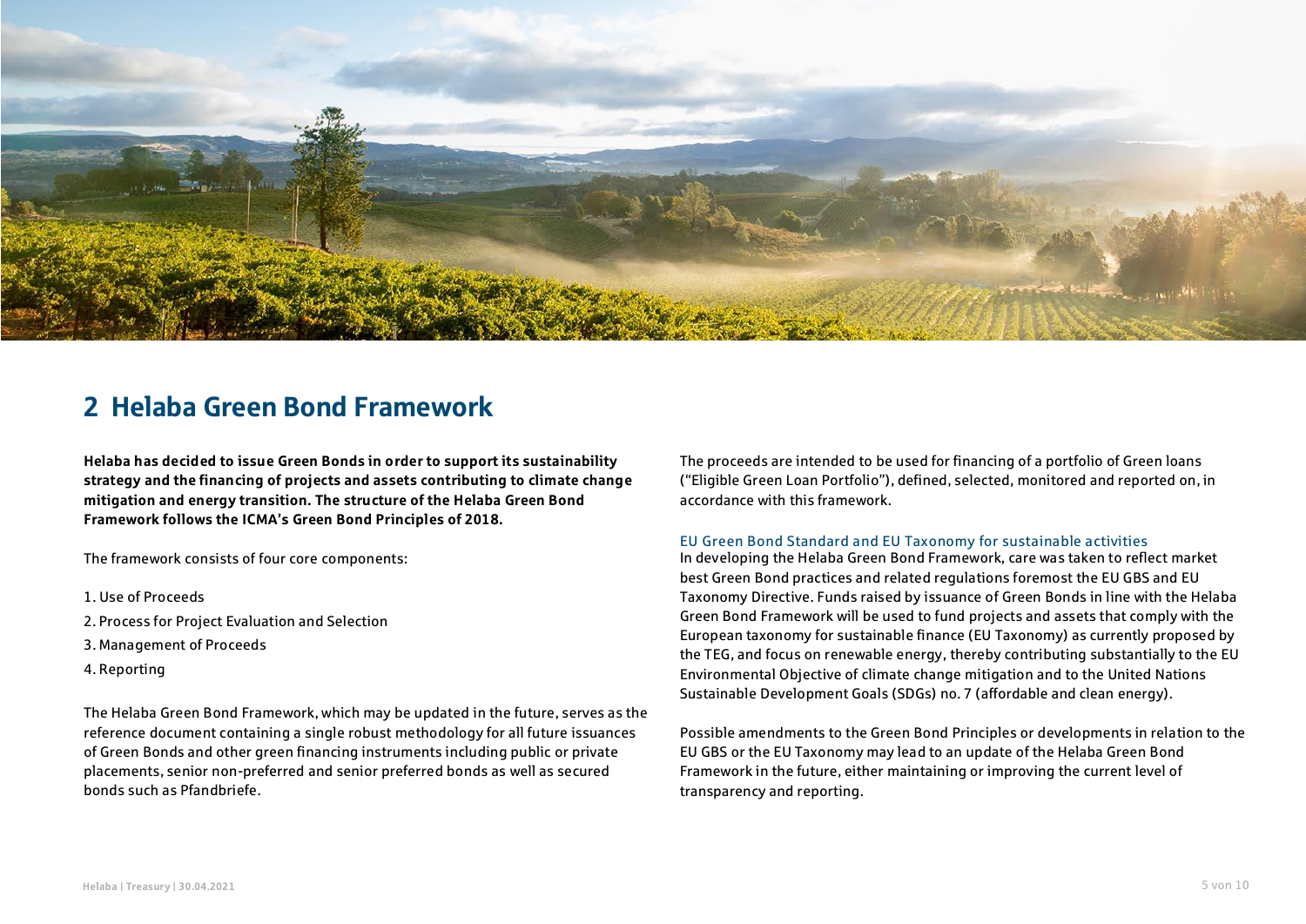## 2 Helaba Green Bond Framework

**Helaba has decided to issue Green Bonds in order to support its sustainability strategy and the financing of projects and assets contributing to climate change mitigation and energy transition. The structure of the Helaba Green Bond Framework follows the ICMA's Green Bond Principles of 2018.**

The framework consists of four core components:

1. Use of Proceeds
2. Process for Project Evaluation and Selection
3. Management of Proceeds
4. Reporting

The Helaba Green Bond Framework, which may be updated in the future, serves as the reference document containing a single robust methodology for all future issuances of Green Bonds and other green financing instruments including public or private placements, senior non-preferred and senior preferred bonds as well as secured bonds such as Pfandbriefe.

The proceeds are intended to be used for financing of a portfolio of Green loans ("Eligible Green Loan Portfolio"), defined, selected, monitored and reported on, in accordance with this framework.

### EU Green Bond Standard and EU Taxonomy for sustainable activities

In developing the Helaba Green Bond Framework, care was taken to reflect market best Green Bond practices and related regulations foremost the EU GBS and EU Taxonomy Directive. Funds raised by issuance of Green Bonds in line with the Helaba Green Bond Framework will be used to fund projects and assets that comply with the European taxonomy for sustainable finance (EU Taxonomy) as currently proposed by the TEG, and focus on renewable energy, thereby contributing substantially to the EU Environmental Objective of climate change mitigation and to the United Nations Sustainable Development Goals (SDGs) no. 7 (affordable and clean energy).

Possible amendments to the Green Bond Principles or developments in relation to the EU GBS or the EU Taxonomy may lead to an update of the Helaba Green Bond Framework in the future, either maintaining or improving the current level of transparency and reporting.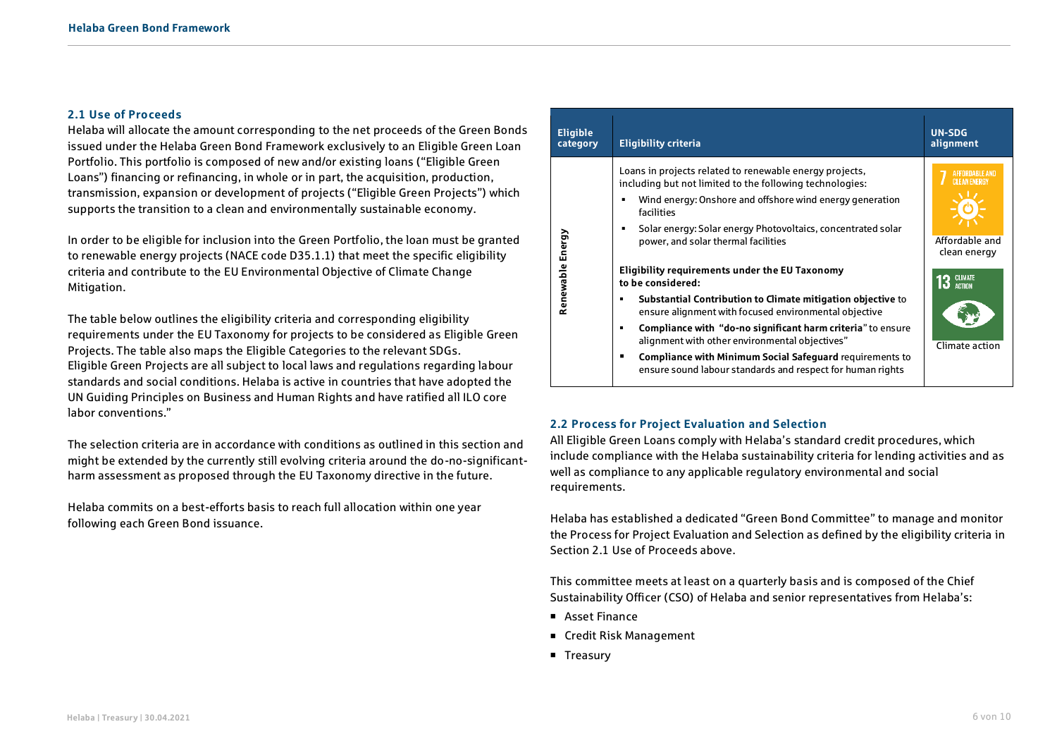## 2.1 Use of Proceeds

Helaba will allocate the amount corresponding to the net proceeds of the Green Bonds issued under the Helaba Green Bond Framework exclusively to an Eligible Green Loan Portfolio. This portfolio is composed of new and/or existing loans ("Eligible Green Loans") financing or refinancing, in whole or in part, the acquisition, production, transmission, expansion or development of projects ("Eligible Green Projects") which supports the transition to a clean and environmentally sustainable economy.

In order to be eligible for inclusion into the Green Portfolio, the loan must be granted to renewable energy projects (NACE code D35.1.1) that meet the specific eligibility criteria and contribute to the EU Environmental Objective of Climate Change Mitigation.

The table below outlines the eligibility criteria and corresponding eligibility requirements under the EU Taxonomy for projects to be considered as Eligible Green Projects. The table also maps the Eligible Categories to the relevant SDGs.
Eligible Green Projects are all subject to local laws and regulations regarding labour standards and social conditions. Helaba is active in countries that have adopted the UN Guiding Principles on Business and Human Rights and have ratified all ILO core labor conventions."

The selection criteria are in accordance with conditions as outlined in this section and might be extended by the currently still evolving criteria around the do-no-significant-harm assessment as proposed through the EU Taxonomy directive in the future.

Helaba commits on a best-efforts basis to reach full allocation within one year following each Green Bond issuance.

| Eligible category | Eligibility criteria | UN-SDG alignment |
|---|---|---|
| Renewable Energy | Loans in projects related to renewable energy projects, including but not limited to the following technologies:<br>▪ Wind energy: Onshore and offshore wind energy generation facilities<br>▪ Solar energy: Solar energy Photovoltaics, concentrated solar power, and solar thermal facilities<br><br>**Eligibility requirements under the EU Taxonomy to be considered:**<br>▪ **Substantial Contribution to Climate mitigation objective** to ensure alignment with focused environmental objective<br>▪ **Compliance with "do-no significant harm criteria"** to ensure alignment with other environmental objectives"<br>▪ **Compliance with Minimum Social Safeguard** requirements to ensure sound labour standards and respect for human rights | 7 Affordable and clean energy<br><br>13 Climate action |

## 2.2 Process for Project Evaluation and Selection

All Eligible Green Loans comply with Helaba's standard credit procedures, which include compliance with the Helaba sustainability criteria for lending activities and as well as compliance to any applicable regulatory environmental and social requirements.

Helaba has established a dedicated "Green Bond Committee" to manage and monitor the Process for Project Evaluation and Selection as defined by the eligibility criteria in Section 2.1 Use of Proceeds above.

This committee meets at least on a quarterly basis and is composed of the Chief Sustainability Officer (CSO) of Helaba and senior representatives from Helaba's:

- Asset Finance
- Credit Risk Management
- Treasury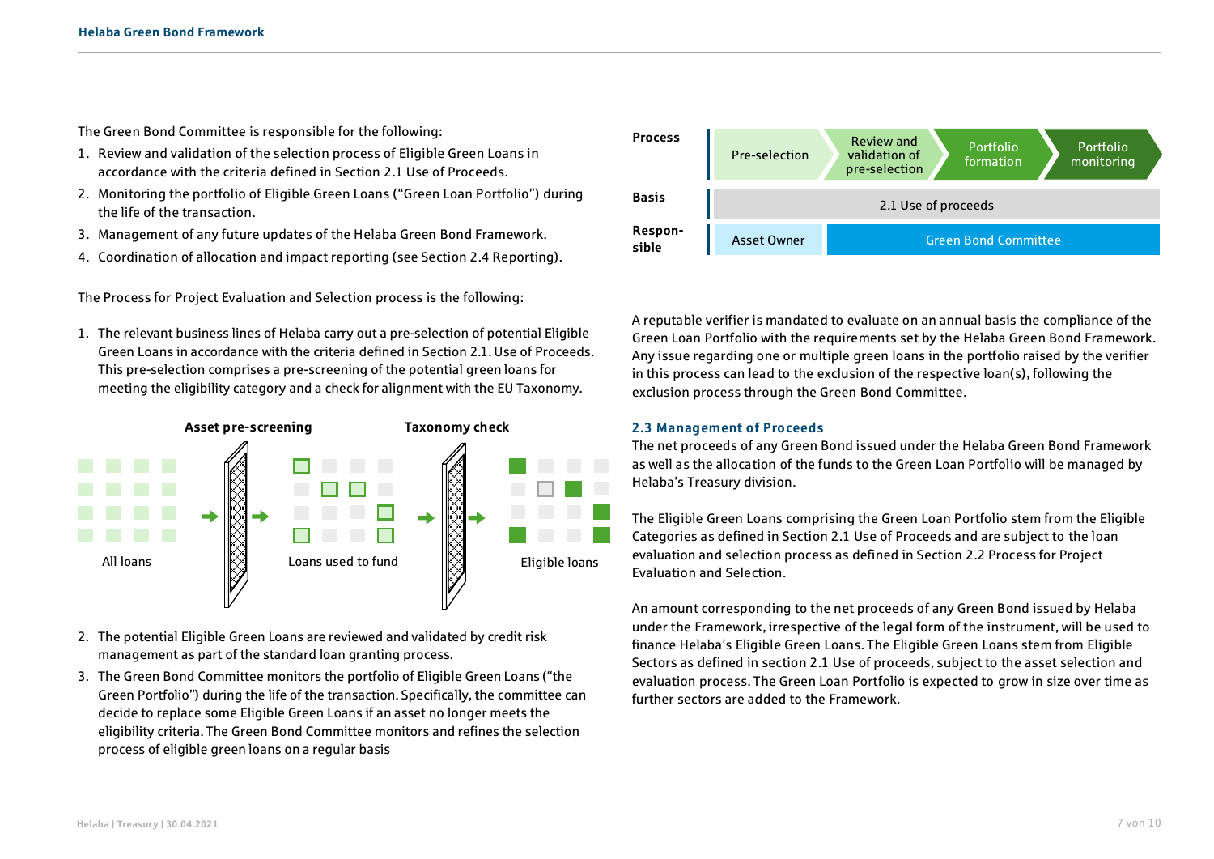The Green Bond Committee is responsible for the following:

1. Review and validation of the selection process of Eligible Green Loans in accordance with the criteria defined in Section 2.1 Use of Proceeds.
2. Monitoring the portfolio of Eligible Green Loans ("Green Loan Portfolio") during the life of the transaction.
3. Management of any future updates of the Helaba Green Bond Framework.
4. Coordination of allocation and impact reporting (see Section 2.4 Reporting).

The Process for Project Evaluation and Selection process is the following:

1. The relevant business lines of Helaba carry out a pre-selection of potential Eligible Green Loans in accordance with the criteria defined in Section 2.1. Use of Proceeds. This pre-selection comprises a pre-screening of the potential green loans for meeting the eligibility category and a check for alignment with the EU Taxonomy.

**Asset pre-screening** **Taxonomy check**

All loans → Loans used to fund → Eligible loans

2. The potential Eligible Green Loans are reviewed and validated by credit risk management as part of the standard loan granting process.
3. The Green Bond Committee monitors the portfolio of Eligible Green Loans ("the Green Portfolio") during the life of the transaction. Specifically, the committee can decide to replace some Eligible Green Loans if an asset no longer meets the eligibility criteria. The Green Bond Committee monitors and refines the selection process of eligible green loans on a regular basis

| **Process** | Pre-selection | Review and validation of pre-selection | Portfolio formation | Portfolio monitoring |
|---|---|---|---|---|
| **Basis** | 2.1 Use of proceeds | | | |
| **Respon-sible** | Asset Owner | Green Bond Committee | | |

A reputable verifier is mandated to evaluate on an annual basis the compliance of the Green Loan Portfolio with the requirements set by the Helaba Green Bond Framework. Any issue regarding one or multiple green loans in the portfolio raised by the verifier in this process can lead to the exclusion of the respective loan(s), following the exclusion process through the Green Bond Committee.

### 2.3 Management of Proceeds

The net proceeds of any Green Bond issued under the Helaba Green Bond Framework as well as the allocation of the funds to the Green Loan Portfolio will be managed by Helaba's Treasury division.

The Eligible Green Loans comprising the Green Loan Portfolio stem from the Eligible Categories as defined in Section 2.1 Use of Proceeds and are subject to the loan evaluation and selection process as defined in Section 2.2 Process for Project Evaluation and Selection.

An amount corresponding to the net proceeds of any Green Bond issued by Helaba under the Framework, irrespective of the legal form of the instrument, will be used to finance Helaba's Eligible Green Loans. The Eligible Green Loans stem from Eligible Sectors as defined in section 2.1 Use of proceeds, subject to the asset selection and evaluation process. The Green Loan Portfolio is expected to grow in size over time as further sectors are added to the Framework.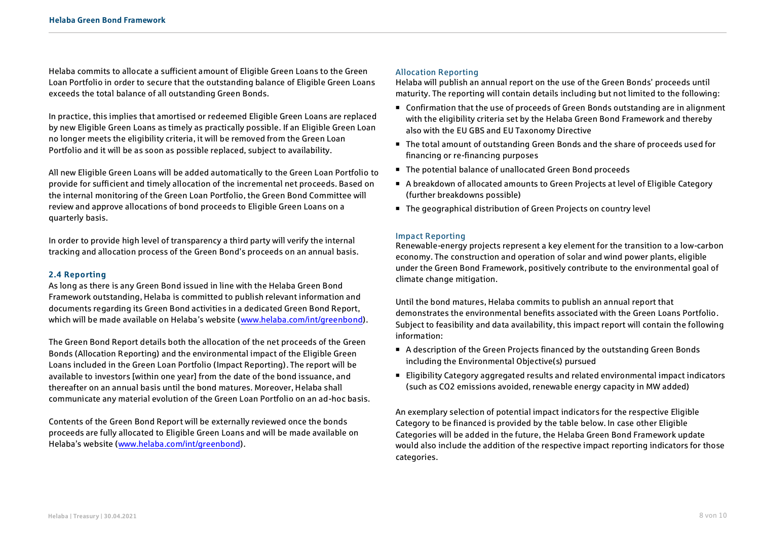Helaba commits to allocate a sufficient amount of Eligible Green Loans to the Green Loan Portfolio in order to secure that the outstanding balance of Eligible Green Loans exceeds the total balance of all outstanding Green Bonds.

In practice, this implies that amortised or redeemed Eligible Green Loans are replaced by new Eligible Green Loans as timely as practically possible. If an Eligible Green Loan no longer meets the eligibility criteria, it will be removed from the Green Loan Portfolio and it will be as soon as possible replaced, subject to availability.

All new Eligible Green Loans will be added automatically to the Green Loan Portfolio to provide for sufficient and timely allocation of the incremental net proceeds. Based on the internal monitoring of the Green Loan Portfolio, the Green Bond Committee will review and approve allocations of bond proceeds to Eligible Green Loans on a quarterly basis.

In order to provide high level of transparency a third party will verify the internal tracking and allocation process of the Green Bond's proceeds on an annual basis.

### 2.4 Reporting

As long as there is any Green Bond issued in line with the Helaba Green Bond Framework outstanding, Helaba is committed to publish relevant information and documents regarding its Green Bond activities in a dedicated Green Bond Report, which will be made available on Helaba's website (www.helaba.com/int/greenbond).

The Green Bond Report details both the allocation of the net proceeds of the Green Bonds (Allocation Reporting) and the environmental impact of the Eligible Green Loans included in the Green Loan Portfolio (Impact Reporting). The report will be available to investors [within one year] from the date of the bond issuance, and thereafter on an annual basis until the bond matures. Moreover, Helaba shall communicate any material evolution of the Green Loan Portfolio on an ad-hoc basis.

Contents of the Green Bond Report will be externally reviewed once the bonds proceeds are fully allocated to Eligible Green Loans and will be made available on Helaba's website (www.helaba.com/int/greenbond).

#### Allocation Reporting

Helaba will publish an annual report on the use of the Green Bonds' proceeds until maturity. The reporting will contain details including but not limited to the following:

- Confirmation that the use of proceeds of Green Bonds outstanding are in alignment with the eligibility criteria set by the Helaba Green Bond Framework and thereby also with the EU GBS and EU Taxonomy Directive
- The total amount of outstanding Green Bonds and the share of proceeds used for financing or re-financing purposes
- The potential balance of unallocated Green Bond proceeds
- A breakdown of allocated amounts to Green Projects at level of Eligible Category (further breakdowns possible)
- The geographical distribution of Green Projects on country level

#### Impact Reporting

Renewable-energy projects represent a key element for the transition to a low-carbon economy. The construction and operation of solar and wind power plants, eligible under the Green Bond Framework, positively contribute to the environmental goal of climate change mitigation.

Until the bond matures, Helaba commits to publish an annual report that demonstrates the environmental benefits associated with the Green Loans Portfolio. Subject to feasibility and data availability, this impact report will contain the following information:

- A description of the Green Projects financed by the outstanding Green Bonds including the Environmental Objective(s) pursued
- Eligibility Category aggregated results and related environmental impact indicators (such as $CO_2$ emissions avoided, renewable energy capacity in MW added)

An exemplary selection of potential impact indicators for the respective Eligible Category to be financed is provided by the table below. In case other Eligible Categories will be added in the future, the Helaba Green Bond Framework update would also include the addition of the respective impact reporting indicators for those categories.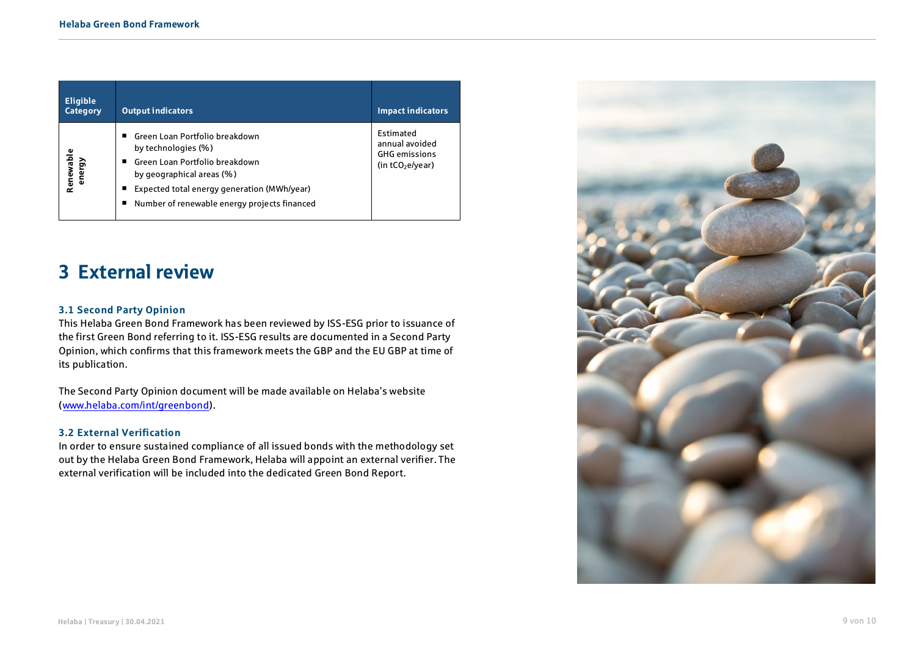| Eligible Category | Output indicators | Impact indicators |
|---|---|---|
| Renewable energy | ■ Green Loan Portfolio breakdown by technologies (%)<br>■ Green Loan Portfolio breakdown by geographical areas (%)<br>■ Expected total energy generation (MWh/year)<br>■ Number of renewable energy projects financed | Estimated annual avoided GHG emissions (in $tCO_2e$/year) |

# 3 External review

### 3.1 Second Party Opinion

This Helaba Green Bond Framework has been reviewed by ISS-ESG prior to issuance of the first Green Bond referring to it. ISS-ESG results are documented in a Second Party Opinion, which confirms that this framework meets the GBP and the EU GBP at time of its publication.

The Second Party Opinion document will be made available on Helaba's website (www.helaba.com/int/greenbond).

### 3.2 External Verification

In order to ensure sustained compliance of all issued bonds with the methodology set out by the Helaba Green Bond Framework, Helaba will appoint an external verifier. The external verification will be included into the dedicated Green Bond Report.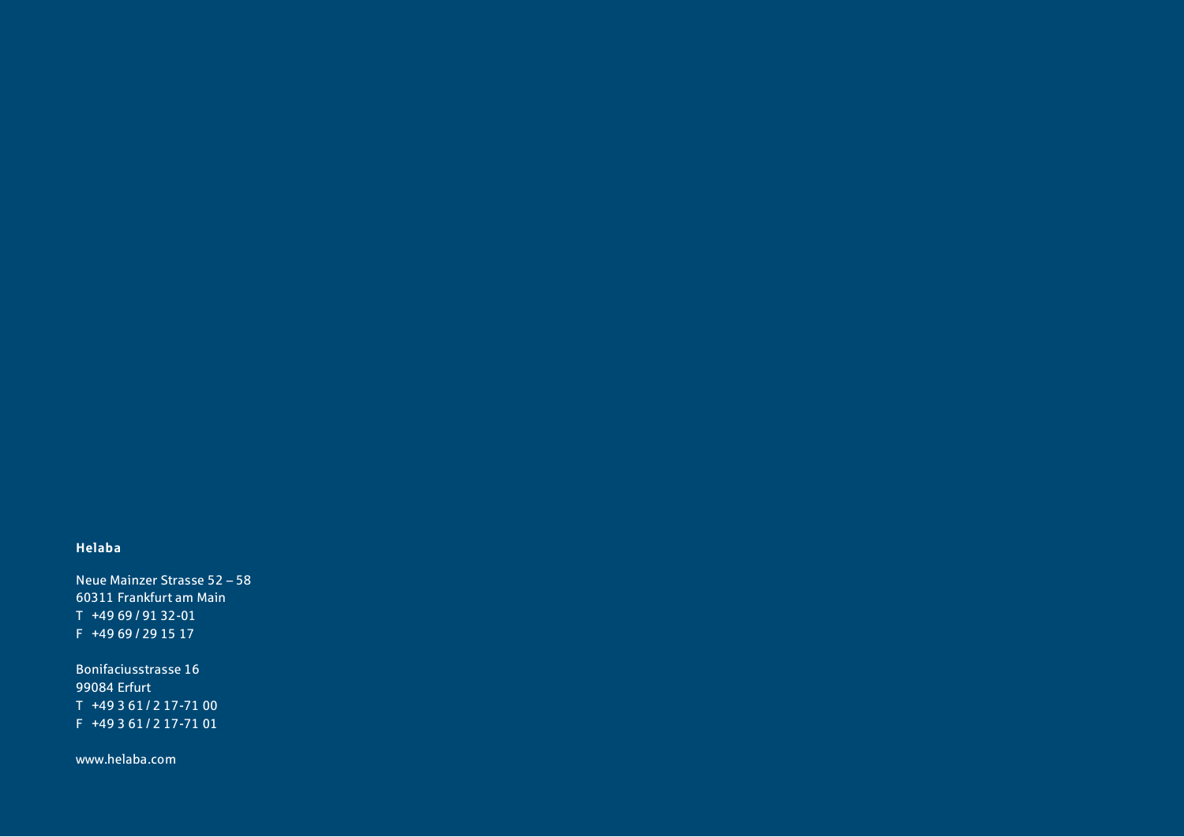**Helaba**

Neue Mainzer Strasse 52 – 58
60311 Frankfurt am Main
T +49 69 / 91 32-01
F +49 69 / 29 15 17

Bonifaciusstrasse 16
99084 Erfurt
T +49 3 61 / 2 17-71 00
F +49 3 61 / 2 17-71 01

www.helaba.com